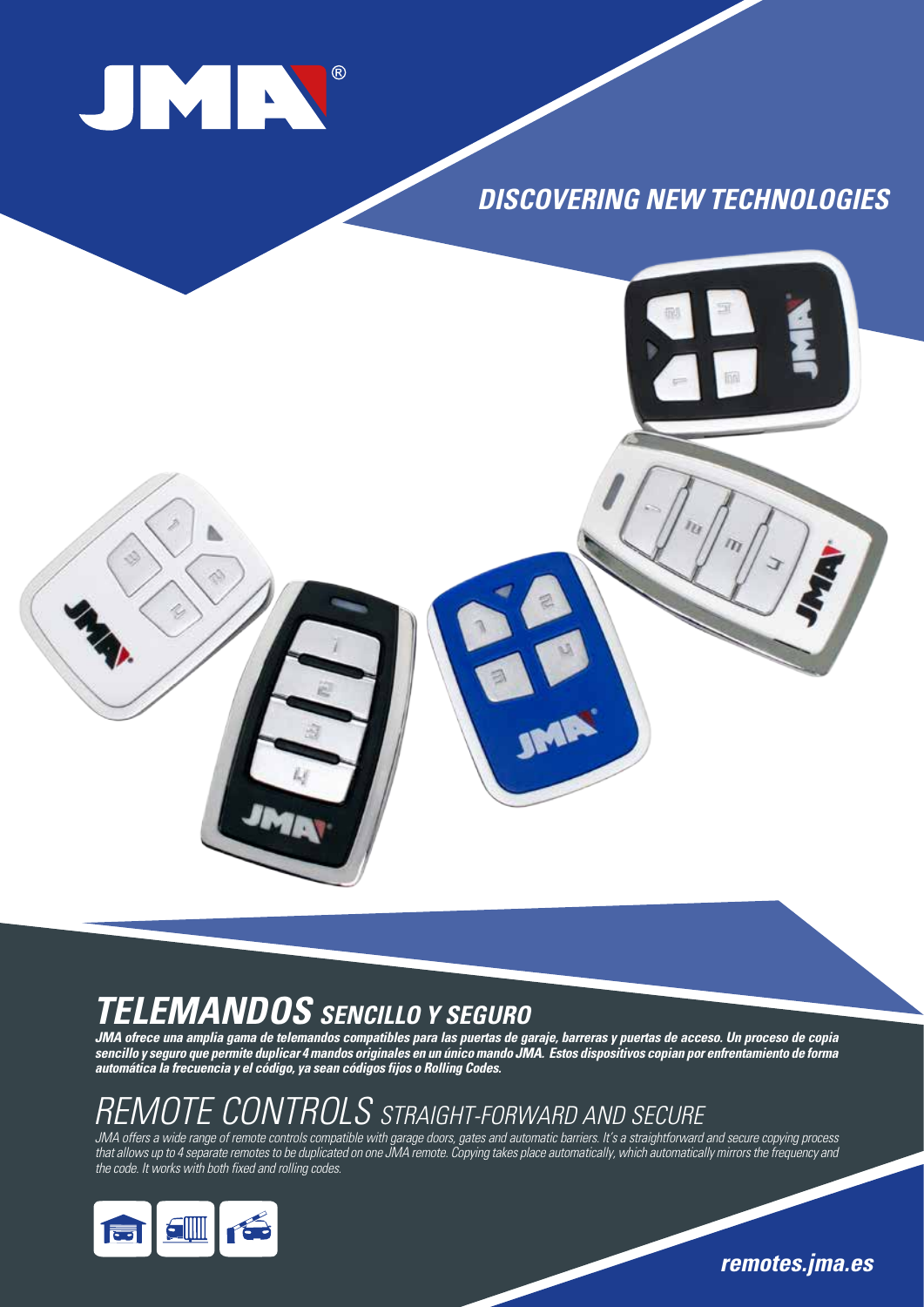JMA®

## *DISCOVERING NEW TECHNOLOGIES*

# *TELEMANDOS SENCILLO Y SEGURO*

***JMA ofrece una amplia gama de telemandos compatibles para las puertas de garaje, barreras y puertas de acceso. Un proceso de copia sencillo y seguro que permite duplicar 4 mandos originales en un único mando JMA. Estos dispositivos copian por enfrentamiento de forma automática la frecuencia y el código, ya sean códigos fijos o Rolling Codes.***

# *REMOTE CONTROLS STRAIGHT-FORWARD AND SECURE*

*JMA offers a wide range of remote controls compatible with garage doors, gates and automatic barriers. It's a straightforward and secure copying process that allows up to 4 separate remotes to be duplicated on one JMA remote. Copying takes place automatically, which automatically mirrors the frequency and the code. It works with both fixed and rolling codes.*

***remotes.jma.es***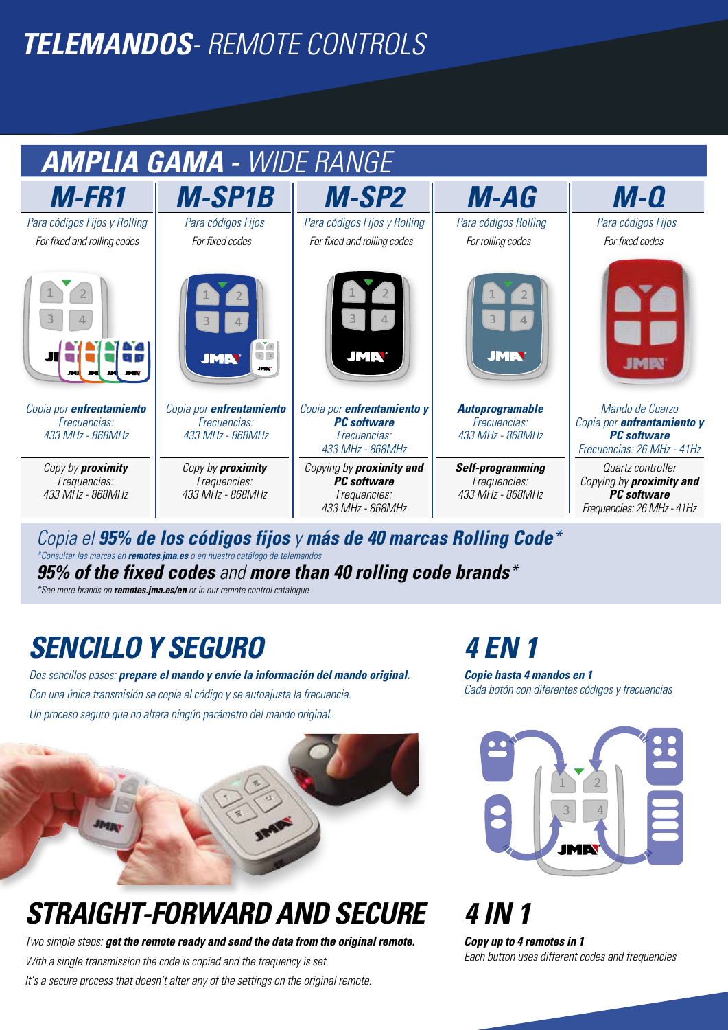# ***TELEMANDOS**- REMOTE CONTROLS*

## ***AMPLIA GAMA** - WIDE RANGE*

| **M-FR1** | **M-SP1B** | **M-SP2** | **M-AG** | **M-Q** |
|---|---|---|---|---|
| *Para códigos Fijos y Rolling* | *Para códigos Fijos* | *Para códigos Fijos y Rolling* | *Para códigos Rolling* | *Para códigos Fijos* |
| *For fixed and rolling codes* | *For fixed codes* | *For fixed and rolling codes* | *For rolling codes* | *For fixed codes* |
| *Copia por **enfrentamiento** Frecuencias: 433 MHz - 868MHz* | *Copia por **enfrentamiento** Frecuencias: 433 MHz - 868MHz* | *Copia por **enfrentamiento y PC software** Frecuencias: 433 MHz - 868MHz* | ***Autoprogramable** Frecuencias: 433 MHz - 868MHz* | *Mando de Cuarzo Copia por **enfrentamiento y PC software** Frecuencias: 26 MHz - 41Hz* |
| *Copy by **proximity** Frequencies: 433 MHz - 868MHz* | *Copy by **proximity** Frequencies: 433 MHz - 868MHz* | *Copying by **proximity and PC software** Frequencies: 433 MHz - 868MHz* | ***Self-programming** Frequencies: 433 MHz - 868MHz* | *Quartz controller Copying by **proximity and PC software** Frequencies: 26 MHz - 41Hz* |

*Copia el **95% de los códigos fijos** y **más de 40 marcas Rolling Code***\*

*\*Consultar las marcas en **remotes.jma.es** o en nuestro catálogo de telemandos*

***95% of the fixed codes** and **more than 40 rolling code brands***\*

*\*See more brands on **remotes.jma.es/en** or in our remote control catalogue*

## *SENCILLO Y SEGURO*

*Dos sencillos pasos: **prepare el mando y envíe la información del mando original.***

*Con una única transmisión se copia el código y se autoajusta la frecuencia.*

*Un proceso seguro que no altera ningún parámetro del mando original.*

## *STRAIGHT-FORWARD AND SECURE*

*Two simple steps: **get the remote ready and send the data from the original remote.***

*With a single transmission the code is copied and the frequency is set.*

*It's a secure process that doesn't alter any of the settings on the original remote.*

## *4 EN 1*

***Copie hasta 4 mandos en 1***

*Cada botón con diferentes códigos y frecuencias*

## *4 IN 1*

***Copy up to 4 remotes in 1***

*Each button uses different codes and frequencies*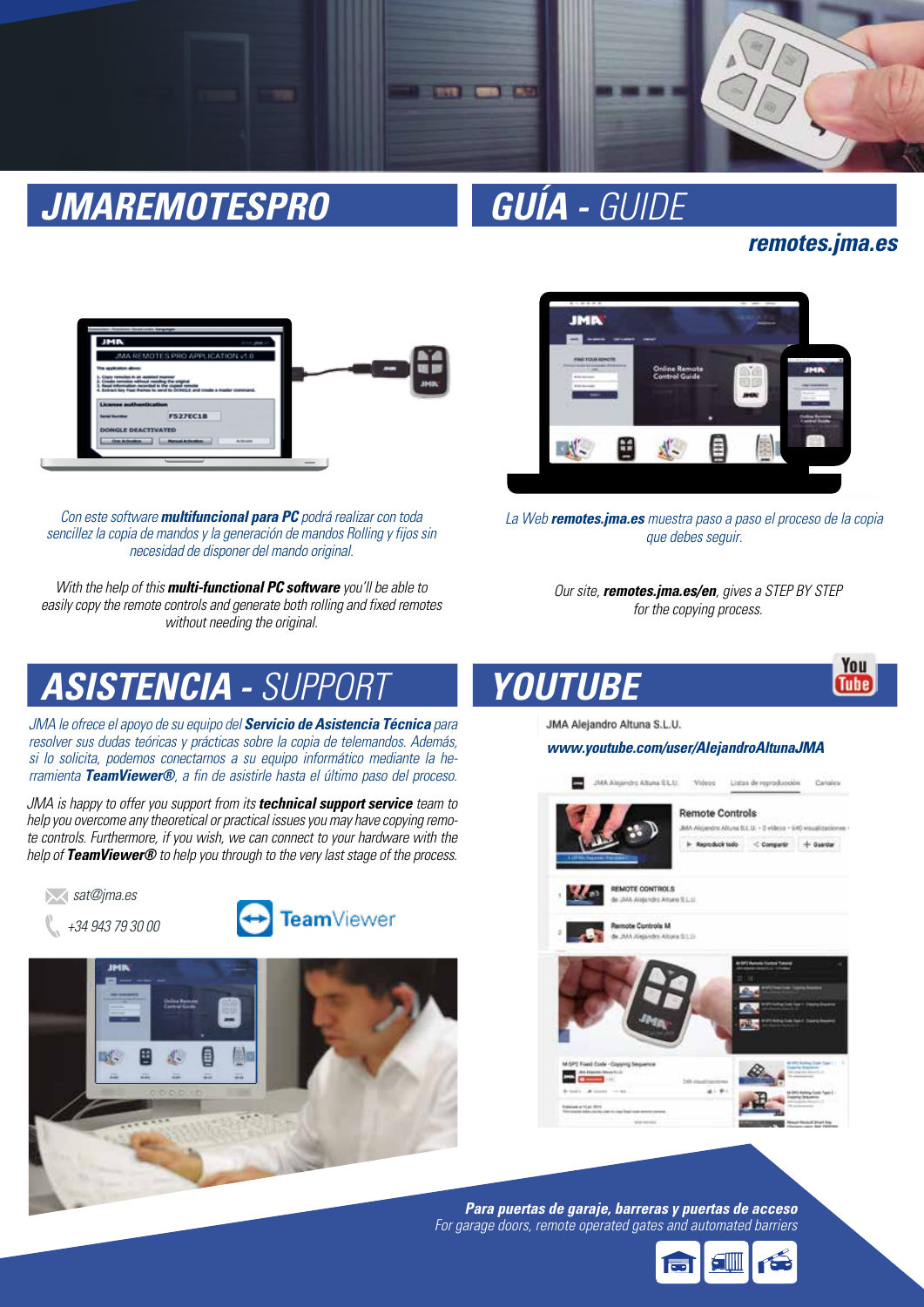# JMAREMOTESPRO

# GUÍA - *GUIDE*

**remotes.jma.es**

*Con este software **multifuncional para PC** podrá realizar con toda sencillez la copia de mandos y la generación de mandos Rolling y fijos sin necesidad de disponer del mando original.*

*With the help of this **multi-functional PC software** you'll be able to easily copy the remote controls and generate both rolling and fixed remotes without needing the original.*

*La Web **remotes.jma.es** muestra paso a paso el proceso de la copia que debes seguir.*

*Our site, **remotes.jma.es/en**, gives a STEP BY STEP for the copying process.*

# ASISTENCIA - *SUPPORT*

*JMA le ofrece el apoyo de su equipo del **Servicio de Asistencia Técnica** para resolver sus dudas teóricas y prácticas sobre la copia de telemandos. Además, si lo solicita, podemos conectarnos a su equipo informático mediante la herramienta **TeamViewer®**, a fin de asistirle hasta el último paso del proceso.*

*JMA is happy to offer you support from its **technical support service** team to help you overcome any theoretical or practical issues you may have copying remote controls. Furthermore, if you wish, we can connect to your hardware with the help of **TeamViewer®** to help you through to the very last stage of the process.*

*sat@jma.es*

*+34 943 79 30 00*

TeamViewer

# YOUTUBE

JMA Alejandro Altuna S.L.U.

***www.youtube.com/user/AlejandroAltunaJMA***

**Para puertas de garaje, barreras y puertas de acceso**

*For garage doors, remote operated gates and automated barriers*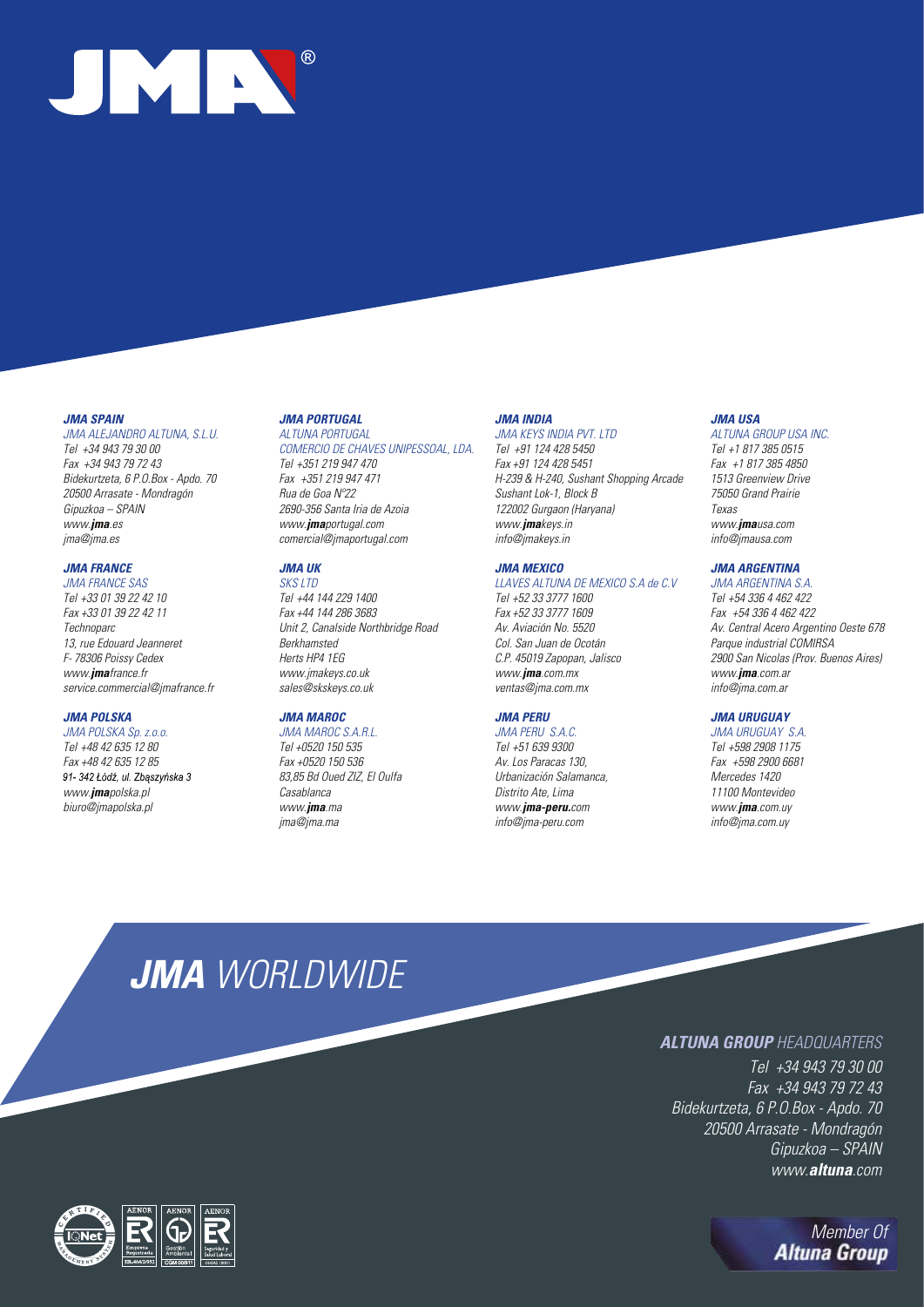# JMA®

### JMA SPAIN

*JMA ALEJANDRO ALTUNA, S.L.U.*
*Tel +34 943 79 30 00*
*Fax +34 943 79 72 43*
*Bidekurtzeta, 6 P.O.Box - Apdo. 70*
*20500 Arrasate - Mondragón*
*Gipuzkoa – SPAIN*
*www.**jma**.es*
*jma@jma.es*

### JMA FRANCE

*JMA FRANCE SAS*
*Tel +33 01 39 22 42 10*
*Fax +33 01 39 22 42 11*
*Technoparc*
*13, rue Edouard Jeanneret*
*F- 78306 Poissy Cedex*
*www.**jma**france.fr*
*service.commercial@jmafrance.fr*

### JMA POLSKA

*JMA POLSKA Sp. z.o.o.*
*Tel +48 42 635 12 80*
*Fax +48 42 635 12 85*
*91- 342 Łódź, ul. Zbąszyńska 3*
*www.**jma**polska.pl*
*biuro@jmapolska.pl*

### JMA PORTUGAL

*ALTUNA PORTUGAL*
*COMERCIO DE CHAVES UNIPESSOAL, LDA.*
*Tel +351 219 947 470*
*Fax +351 219 947 471*
*Rua de Goa Nº22*
*2690-356 Santa Iria de Azoia*
*www.**jma**portugal.com*
*comercial@jmaportugal.com*

### JMA UK

*SKS LTD*
*Tel +44 144 229 1400*
*Fax +44 144 286 3683*
*Unit 2, Canalside Northbridge Road*
*Berkhamsted*
*Herts HP4 1EG*
*www.jmakeys.co.uk*
*sales@skskeys.co.uk*

### JMA MAROC

*JMA MAROC S.A.R.L.*
*Tel +0520 150 535*
*Fax +0520 150 536*
*83,85 Bd Oued ZIZ, El Oulfa*
*Casablanca*
*www.**jma**.ma*
*jma@jma.ma*

### JMA INDIA

*JMA KEYS INDIA PVT. LTD*
*Tel +91 124 428 5450*
*Fax +91 124 428 5451*
*H-239 & H-240, Sushant Shopping Arcade*
*Sushant Lok-1, Block B*
*122002 Gurgaon (Haryana)*
*www.**jma**keys.in*
*info@jmakeys.in*

### JMA MEXICO

*LLAVES ALTUNA DE MEXICO S.A de C.V*
*Tel +52 33 3777 1600*
*Fax +52 33 3777 1609*
*Av. Aviación No. 5520*
*Col. San Juan de Ocotán*
*C.P. 45019 Zapopan, Jalisco*
*www.**jma**.com.mx*
*ventas@jma.com.mx*

### JMA PERU

*JMA PERU S.A.C.*
*Tel +51 639 9300*
*Av. Los Paracas 130,*
*Urbanización Salamanca,*
*Distrito Ate, Lima*
*www.**jma-peru**.com*
*info@jma-peru.com*

### JMA USA

*ALTUNA GROUP USA INC.*
*Tel +1 817 385 0515*
*Fax +1 817 385 4850*
*1513 Greenview Drive*
*75050 Grand Prairie*
*Texas*
*www.**jma**usa.com*
*info@jmausa.com*

### JMA ARGENTINA

*JMA ARGENTINA S.A.*
*Tel +54 336 4 462 422*
*Fax +54 336 4 462 422*
*Av. Central Acero Argentino Oeste 678*
*Parque industrial COMIRSA*
*2900 San Nicolas (Prov. Buenos Aires)*
*www.**jma**.com.ar*
*info@jma.com.ar*

### JMA URUGUAY

*JMA URUGUAY S.A.*
*Tel +598 2908 1175*
*Fax +598 2900 6681*
*Mercedes 1420*
*11100 Montevideo*
*www.**jma**.com.uy*
*info@jma.com.uy*

## ***JMA** WORLDWIDE*

### ***ALTUNA GROUP** HEADQUARTERS*

*Tel +34 943 79 30 00*
*Fax +34 943 79 72 43*
*Bidekurtzeta, 6 P.O.Box - Apdo. 70*
*20500 Arrasate - Mondragón*
*Gipuzkoa – SPAIN*
*www.**altuna**.com*

*Member Of*
***Altuna Group***